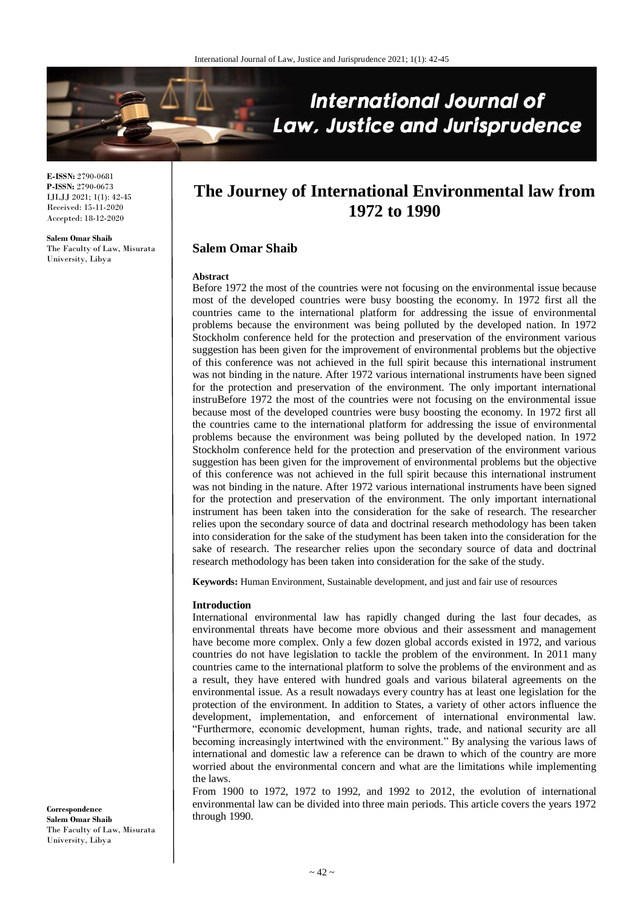**E-ISSN:** 2790-0681
**P-ISSN:** 2790-0673
IJLJJ 2021; 1(1): 42-45
Received: 15-11-2020
Accepted: 18-12-2020

**Salem Omar Shaib**
The Faculty of Law, Misurata University, Libya

**Correspondence**
**Salem Omar Shaib**
The Faculty of Law, Misurata University, Libya

# The Journey of International Environmental law from 1972 to 1990

## Salem Omar Shaib

### Abstract

Before 1972 the most of the countries were not focusing on the environmental issue because most of the developed countries were busy boosting the economy. In 1972 first all the countries came to the international platform for addressing the issue of environmental problems because the environment was being polluted by the developed nation. In 1972 Stockholm conference held for the protection and preservation of the environment various suggestion has been given for the improvement of environmental problems but the objective of this conference was not achieved in the full spirit because this international instrument was not binding in the nature. After 1972 various international instruments have been signed for the protection and preservation of the environment. The only important international instruBefore 1972 the most of the countries were not focusing on the environmental issue because most of the developed countries were busy boosting the economy. In 1972 first all the countries came to the international platform for addressing the issue of environmental problems because the environment was being polluted by the developed nation. In 1972 Stockholm conference held for the protection and preservation of the environment various suggestion has been given for the improvement of environmental problems but the objective of this conference was not achieved in the full spirit because this international instrument was not binding in the nature. After 1972 various international instruments have been signed for the protection and preservation of the environment. The only important international instrument has been taken into the consideration for the sake of research. The researcher relies upon the secondary source of data and doctrinal research methodology has been taken into consideration for the sake of the studyment has been taken into the consideration for the sake of research. The researcher relies upon the secondary source of data and doctrinal research methodology has been taken into consideration for the sake of the study.

**Keywords:** Human Environment, Sustainable development, and just and fair use of resources

### Introduction

International environmental law has rapidly changed during the last four decades, as environmental threats have become more obvious and their assessment and management have become more complex. Only a few dozen global accords existed in 1972, and various countries do not have legislation to tackle the problem of the environment. In 2011 many countries came to the international platform to solve the problems of the environment and as a result, they have entered with hundred goals and various bilateral agreements on the environmental issue. As a result nowadays every country has at least one legislation for the protection of the environment. In addition to States, a variety of other actors influence the development, implementation, and enforcement of international environmental law. "Furthermore, economic development, human rights, trade, and national security are all becoming increasingly intertwined with the environment." By analysing the various laws of international and domestic law a reference can be drawn to which of the country are more worried about the environmental concern and what are the limitations while implementing the laws.

From 1900 to 1972, 1972 to 1992, and 1992 to 2012, the evolution of international environmental law can be divided into three main periods. This article covers the years 1972 through 1990.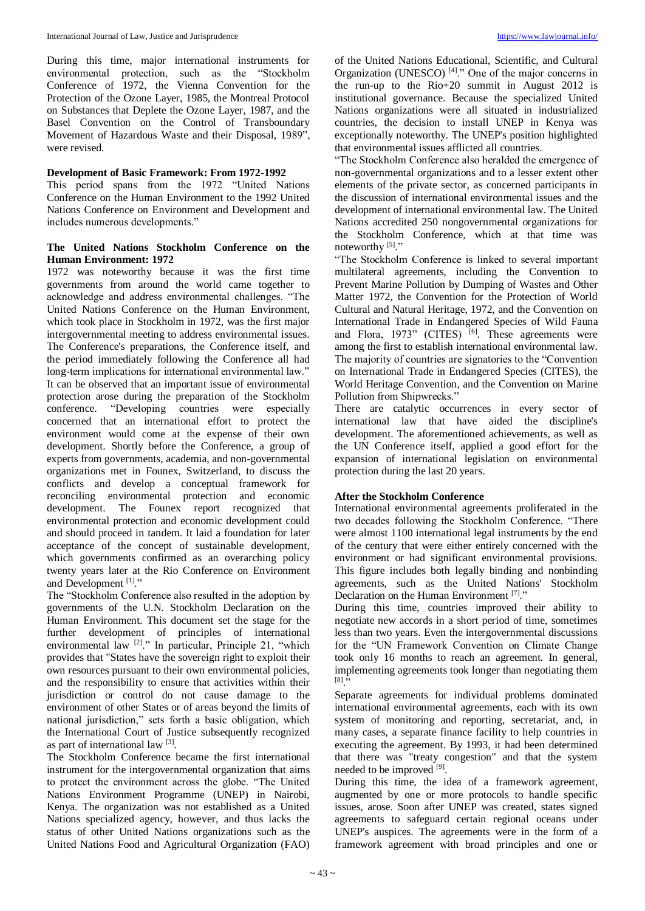During this time, major international instruments for environmental protection, such as the "Stockholm Conference of 1972, the Vienna Convention for the Protection of the Ozone Layer, 1985, the Montreal Protocol on Substances that Deplete the Ozone Layer, 1987, and the Basel Convention on the Control of Transboundary Movement of Hazardous Waste and their Disposal, 1989", were revised.

**Development of Basic Framework: From 1972-1992**

This period spans from the 1972 "United Nations Conference on the Human Environment to the 1992 United Nations Conference on Environment and Development and includes numerous developments."

**The United Nations Stockholm Conference on the Human Environment: 1972**

1972 was noteworthy because it was the first time governments from around the world came together to acknowledge and address environmental challenges. "The United Nations Conference on the Human Environment, which took place in Stockholm in 1972, was the first major intergovernmental meeting to address environmental issues. The Conference's preparations, the Conference itself, and the period immediately following the Conference all had long-term implications for international environmental law." It can be observed that an important issue of environmental protection arose during the preparation of the Stockholm conference. "Developing countries were especially concerned that an international effort to protect the environment would come at the expense of their own development. Shortly before the Conference, a group of experts from governments, academia, and non-governmental organizations met in Founex, Switzerland, to discuss the conflicts and develop a conceptual framework for reconciling environmental protection and economic development. The Founex report recognized that environmental protection and economic development could and should proceed in tandem. It laid a foundation for later acceptance of the concept of sustainable development, which governments confirmed as an overarching policy twenty years later at the Rio Conference on Environment and Development [1]."

The "Stockholm Conference also resulted in the adoption by governments of the U.N. Stockholm Declaration on the Human Environment. This document set the stage for the further development of principles of international environmental law [2]." In particular, Principle 21, "which provides that "States have the sovereign right to exploit their own resources pursuant to their own environmental policies, and the responsibility to ensure that activities within their jurisdiction or control do not cause damage to the environment of other States or of areas beyond the limits of national jurisdiction," sets forth a basic obligation, which the International Court of Justice subsequently recognized as part of international law [3].

The Stockholm Conference became the first international instrument for the intergovernmental organization that aims to protect the environment across the globe. "The United Nations Environment Programme (UNEP) in Nairobi, Kenya. The organization was not established as a United Nations specialized agency, however, and thus lacks the status of other United Nations organizations such as the United Nations Food and Agricultural Organization (FAO) of the United Nations Educational, Scientific, and Cultural Organization (UNESCO) [4]." One of the major concerns in the run-up to the Rio+20 summit in August 2012 is institutional governance. Because the specialized United Nations organizations were all situated in industrialized countries, the decision to install UNEP in Kenya was exceptionally noteworthy. The UNEP's position highlighted that environmental issues afflicted all countries.

"The Stockholm Conference also heralded the emergence of non-governmental organizations and to a lesser extent other elements of the private sector, as concerned participants in the discussion of international environmental issues and the development of international environmental law. The United Nations accredited 250 nongovernmental organizations for the Stockholm Conference, which at that time was noteworthy [5]."

"The Stockholm Conference is linked to several important multilateral agreements, including the Convention to Prevent Marine Pollution by Dumping of Wastes and Other Matter 1972, the Convention for the Protection of World Cultural and Natural Heritage, 1972, and the Convention on International Trade in Endangered Species of Wild Fauna and Flora, 1973" (CITES) [6]. These agreements were among the first to establish international environmental law. The majority of countries are signatories to the "Convention on International Trade in Endangered Species (CITES), the World Heritage Convention, and the Convention on Marine Pollution from Shipwrecks."

There are catalytic occurrences in every sector of international law that have aided the discipline's development. The aforementioned achievements, as well as the UN Conference itself, applied a good effort for the expansion of international legislation on environmental protection during the last 20 years.

**After the Stockholm Conference**

International environmental agreements proliferated in the two decades following the Stockholm Conference. "There were almost 1100 international legal instruments by the end of the century that were either entirely concerned with the environment or had significant environmental provisions. This figure includes both legally binding and nonbinding agreements, such as the United Nations' Stockholm Declaration on the Human Environment [7]."

During this time, countries improved their ability to negotiate new accords in a short period of time, sometimes less than two years. Even the intergovernmental discussions for the "UN Framework Convention on Climate Change took only 16 months to reach an agreement. In general, implementing agreements took longer than negotiating them [8]."

Separate agreements for individual problems dominated international environmental agreements, each with its own system of monitoring and reporting, secretariat, and, in many cases, a separate finance facility to help countries in executing the agreement. By 1993, it had been determined that there was "treaty congestion" and that the system needed to be improved [9].

During this time, the idea of a framework agreement, augmented by one or more protocols to handle specific issues, arose. Soon after UNEP was created, states signed agreements to safeguard certain regional oceans under UNEP's auspices. The agreements were in the form of a framework agreement with broad principles and one or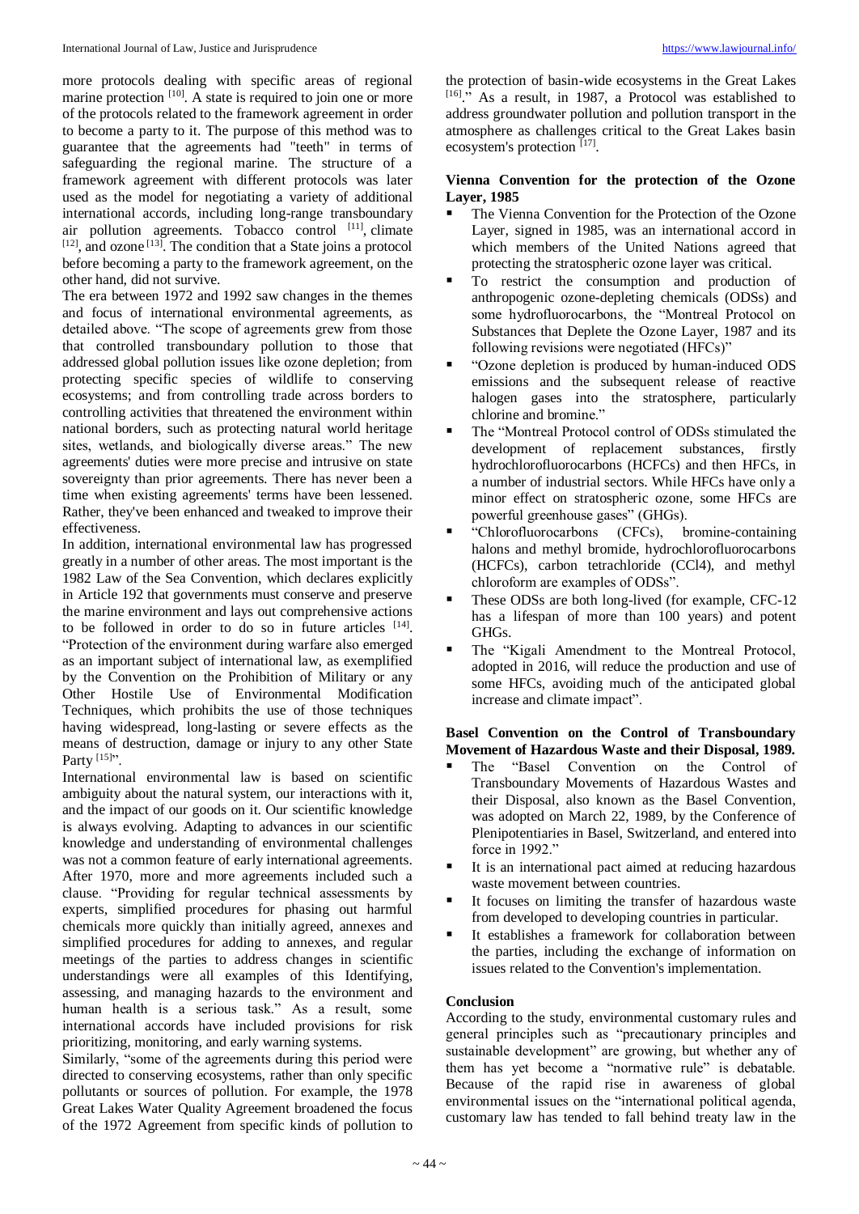more protocols dealing with specific areas of regional marine protection [10]. A state is required to join one or more of the protocols related to the framework agreement in order to become a party to it. The purpose of this method was to guarantee that the agreements had "teeth" in terms of safeguarding the regional marine. The structure of a framework agreement with different protocols was later used as the model for negotiating a variety of additional international accords, including long-range transboundary air pollution agreements. Tobacco control [11], climate [12], and ozone [13]. The condition that a State joins a protocol before becoming a party to the framework agreement, on the other hand, did not survive.

The era between 1972 and 1992 saw changes in the themes and focus of international environmental agreements, as detailed above. "The scope of agreements grew from those that controlled transboundary pollution to those that addressed global pollution issues like ozone depletion; from protecting specific species of wildlife to conserving ecosystems; and from controlling trade across borders to controlling activities that threatened the environment within national borders, such as protecting natural world heritage sites, wetlands, and biologically diverse areas." The new agreements' duties were more precise and intrusive on state sovereignty than prior agreements. There has never been a time when existing agreements' terms have been lessened. Rather, they've been enhanced and tweaked to improve their effectiveness.

In addition, international environmental law has progressed greatly in a number of other areas. The most important is the 1982 Law of the Sea Convention, which declares explicitly in Article 192 that governments must conserve and preserve the marine environment and lays out comprehensive actions to be followed in order to do so in future articles [14]. "Protection of the environment during warfare also emerged as an important subject of international law, as exemplified by the Convention on the Prohibition of Military or any Other Hostile Use of Environmental Modification Techniques, which prohibits the use of those techniques having widespread, long-lasting or severe effects as the means of destruction, damage or injury to any other State Party [15]".

International environmental law is based on scientific ambiguity about the natural system, our interactions with it, and the impact of our goods on it. Our scientific knowledge is always evolving. Adapting to advances in our scientific knowledge and understanding of environmental challenges was not a common feature of early international agreements. After 1970, more and more agreements included such a clause. "Providing for regular technical assessments by experts, simplified procedures for phasing out harmful chemicals more quickly than initially agreed, annexes and simplified procedures for adding to annexes, and regular meetings of the parties to address changes in scientific understandings were all examples of this Identifying, assessing, and managing hazards to the environment and human health is a serious task." As a result, some international accords have included provisions for risk prioritizing, monitoring, and early warning systems.

Similarly, "some of the agreements during this period were directed to conserving ecosystems, rather than only specific pollutants or sources of pollution. For example, the 1978 Great Lakes Water Quality Agreement broadened the focus of the 1972 Agreement from specific kinds of pollution to the protection of basin-wide ecosystems in the Great Lakes [16]." As a result, in 1987, a Protocol was established to address groundwater pollution and pollution transport in the atmosphere as challenges critical to the Great Lakes basin ecosystem's protection [17].

### Vienna Convention for the protection of the Ozone Layer, 1985

- The Vienna Convention for the Protection of the Ozone Layer, signed in 1985, was an international accord in which members of the United Nations agreed that protecting the stratospheric ozone layer was critical.
- To restrict the consumption and production of anthropogenic ozone-depleting chemicals (ODSs) and some hydrofluorocarbons, the "Montreal Protocol on Substances that Deplete the Ozone Layer, 1987 and its following revisions were negotiated (HFCs)"
- "Ozone depletion is produced by human-induced ODS emissions and the subsequent release of reactive halogen gases into the stratosphere, particularly chlorine and bromine."
- The "Montreal Protocol control of ODSs stimulated the development of replacement substances, firstly hydrochlorofluorocarbons (HCFCs) and then HFCs, in a number of industrial sectors. While HFCs have only a minor effect on stratospheric ozone, some HFCs are powerful greenhouse gases" (GHGs).
- "Chlorofluorocarbons (CFCs), bromine-containing halons and methyl bromide, hydrochlorofluorocarbons (HCFCs), carbon tetrachloride ($CCl_4$), and methyl chloroform are examples of ODSs".
- These ODSs are both long-lived (for example, CFC-12 has a lifespan of more than 100 years) and potent GHGs.
- The "Kigali Amendment to the Montreal Protocol, adopted in 2016, will reduce the production and use of some HFCs, avoiding much of the anticipated global increase and climate impact".

### Basel Convention on the Control of Transboundary Movement of Hazardous Waste and their Disposal, 1989.

- The "Basel Convention on the Control of Transboundary Movements of Hazardous Wastes and their Disposal, also known as the Basel Convention, was adopted on March 22, 1989, by the Conference of Plenipotentiaries in Basel, Switzerland, and entered into force in 1992."
- It is an international pact aimed at reducing hazardous waste movement between countries.
- It focuses on limiting the transfer of hazardous waste from developed to developing countries in particular.
- It establishes a framework for collaboration between the parties, including the exchange of information on issues related to the Convention's implementation.

### Conclusion

According to the study, environmental customary rules and general principles such as "precautionary principles and sustainable development" are growing, but whether any of them has yet become a "normative rule" is debatable. Because of the rapid rise in awareness of global environmental issues on the "international political agenda, customary law has tended to fall behind treaty law in the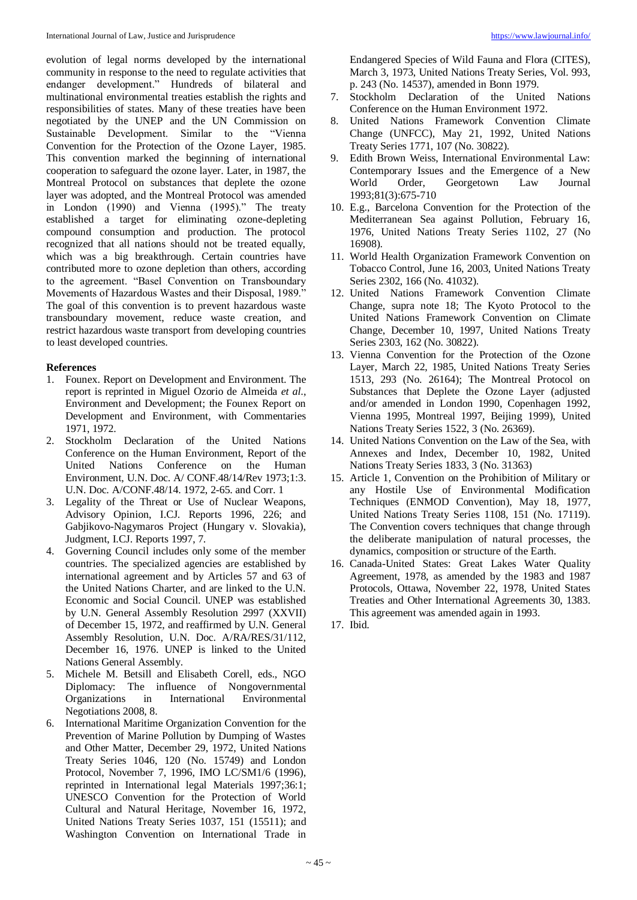evolution of legal norms developed by the international community in response to the need to regulate activities that endanger development." Hundreds of bilateral and multinational environmental treaties establish the rights and responsibilities of states. Many of these treaties have been negotiated by the UNEP and the UN Commission on Sustainable Development. Similar to the "Vienna Convention for the Protection of the Ozone Layer, 1985. This convention marked the beginning of international cooperation to safeguard the ozone layer. Later, in 1987, the Montreal Protocol on substances that deplete the ozone layer was adopted, and the Montreal Protocol was amended in London (1990) and Vienna (1995)." The treaty established a target for eliminating ozone-depleting compound consumption and production. The protocol recognized that all nations should not be treated equally, which was a big breakthrough. Certain countries have contributed more to ozone depletion than others, according to the agreement. "Basel Convention on Transboundary Movements of Hazardous Wastes and their Disposal, 1989." The goal of this convention is to prevent hazardous waste transboundary movement, reduce waste creation, and restrict hazardous waste transport from developing countries to least developed countries.

## References

1. Founex. Report on Development and Environment. The report is reprinted in Miguel Ozorio de Almeida *et al*., Environment and Development; the Founex Report on Development and Environment, with Commentaries 1971, 1972.
2. Stockholm Declaration of the United Nations Conference on the Human Environment, Report of the United Nations Conference on the Human Environment, U.N. Doc. A/ CONF.48/14/Rev 1973;1:3. U.N. Doc. A/CONF.48/14. 1972, 2-65. and Corr. 1
3. Legality of the Threat or Use of Nuclear Weapons, Advisory Opinion, I.CJ. Reports 1996, 226; and Gabjikovo-Nagymaros Project (Hungary v. Slovakia), Judgment, I.CJ. Reports 1997, 7.
4. Governing Council includes only some of the member countries. The specialized agencies are established by international agreement and by Articles 57 and 63 of the United Nations Charter, and are linked to the U.N. Economic and Social Council. UNEP was established by U.N. General Assembly Resolution 2997 (XXVII) of December 15, 1972, and reaffirmed by U.N. General Assembly Resolution, U.N. Doc. A/RA/RES/31/112, December 16, 1976. UNEP is linked to the United Nations General Assembly.
5. Michele M. Betsill and Elisabeth Corell, eds., NGO Diplomacy: The influence of Nongovernmental Organizations in International Environmental Negotiations 2008, 8.
6. International Maritime Organization Convention for the Prevention of Marine Pollution by Dumping of Wastes and Other Matter, December 29, 1972, United Nations Treaty Series 1046, 120 (No. 15749) and London Protocol, November 7, 1996, IMO LC/SM1/6 (1996), reprinted in International legal Materials 1997;36:1; UNESCO Convention for the Protection of World Cultural and Natural Heritage, November 16, 1972, United Nations Treaty Series 1037, 151 (15511); and Washington Convention on International Trade in Endangered Species of Wild Fauna and Flora (CITES), March 3, 1973, United Nations Treaty Series, Vol. 993, p. 243 (No. 14537), amended in Bonn 1979.
7. Stockholm Declaration of the United Nations Conference on the Human Environment 1972.
8. United Nations Framework Convention Climate Change (UNFCC), May 21, 1992, United Nations Treaty Series 1771, 107 (No. 30822).
9. Edith Brown Weiss, International Environmental Law: Contemporary Issues and the Emergence of a New World Order, Georgetown Law Journal 1993;81(3):675-710
10. E.g., Barcelona Convention for the Protection of the Mediterranean Sea against Pollution, February 16, 1976, United Nations Treaty Series 1102, 27 (No 16908).
11. World Health Organization Framework Convention on Tobacco Control, June 16, 2003, United Nations Treaty Series 2302, 166 (No. 41032).
12. United Nations Framework Convention Climate Change, supra note 18; The Kyoto Protocol to the United Nations Framework Convention on Climate Change, December 10, 1997, United Nations Treaty Series 2303, 162 (No. 30822).
13. Vienna Convention for the Protection of the Ozone Layer, March 22, 1985, United Nations Treaty Series 1513, 293 (No. 26164); The Montreal Protocol on Substances that Deplete the Ozone Layer (adjusted and/or amended in London 1990, Copenhagen 1992, Vienna 1995, Montreal 1997, Beijing 1999), United Nations Treaty Series 1522, 3 (No. 26369).
14. United Nations Convention on the Law of the Sea, with Annexes and Index, December 10, 1982, United Nations Treaty Series 1833, 3 (No. 31363)
15. Article 1, Convention on the Prohibition of Military or any Hostile Use of Environmental Modification Techniques (ENMOD Convention), May 18, 1977, United Nations Treaty Series 1108, 151 (No. 17119). The Convention covers techniques that change through the deliberate manipulation of natural processes, the dynamics, composition or structure of the Earth.
16. Canada-United States: Great Lakes Water Quality Agreement, 1978, as amended by the 1983 and 1987 Protocols, Ottawa, November 22, 1978, United States Treaties and Other International Agreements 30, 1383. This agreement was amended again in 1993.
17. Ibid.